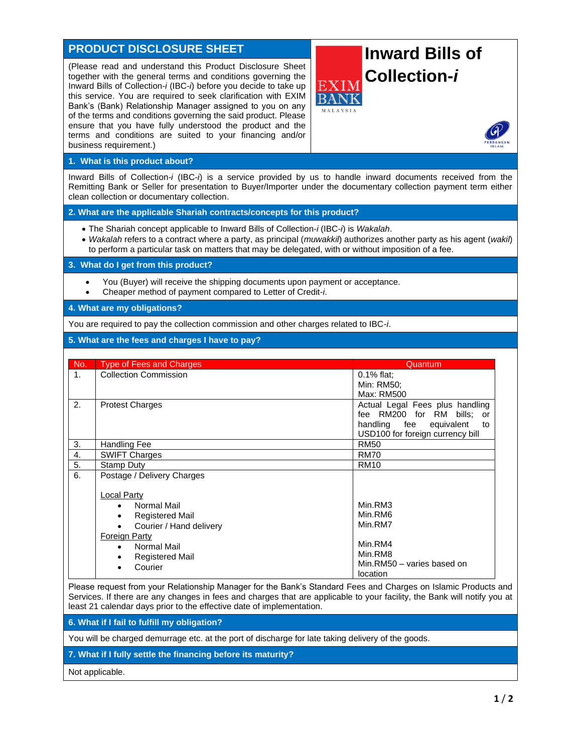# PRODUCT DISCLOSURE SHEET

# Inward Bills of Collection-*i*

(Please read and understand this Product Disclosure Sheet together with the general terms and conditions governing the Inward Bills of Collection-*i* (IBC-*i*) before you decide to take up this service. You are required to seek clarification with EXIM Bank's (Bank) Relationship Manager assigned to you on any of the terms and conditions governing the said product. Please ensure that you have fully understood the product and the terms and conditions are suited to your financing and/or business requirement.)

## 1. What is this product about?

Inward Bills of Collection-*i* (IBC-*i*) is a service provided by us to handle inward documents received from the Remitting Bank or Seller for presentation to Buyer/Importer under the documentary collection payment term either clean collection or documentary collection.

## 2. What are the applicable Shariah contracts/concepts for this product?

- The Shariah concept applicable to Inward Bills of Collection-*i* (IBC-*i*) is *Wakalah*.
- *Wakalah* refers to a contract where a party, as principal (*muwakkil*) authorizes another party as his agent (*wakil*) to perform a particular task on matters that may be delegated, with or without imposition of a fee.

## 3. What do I get from this product?

- You (Buyer) will receive the shipping documents upon payment or acceptance.
- Cheaper method of payment compared to Letter of Credit-*i*.

## 4. What are my obligations?

You are required to pay the collection commission and other charges related to IBC-*i*.

## 5. What are the fees and charges I have to pay?

| No. | Type of Fees and Charges | Quantum |
|---|---|---|
| 1. | Collection Commission | 0.1% flat;<br>Min: RM50;<br>Max: RM500 |
| 2. | Protest Charges | Actual Legal Fees plus handling fee RM200 for RM bills; or handling fee equivalent to USD100 for foreign currency bill |
| 3. | Handling Fee | RM50 |
| 4. | SWIFT Charges | RM70 |
| 5. | Stamp Duty | RM10 |
| 6. | Postage / Delivery Charges<br><br>Local Party<br>• Normal Mail<br>• Registered Mail<br>• Courier / Hand delivery<br>Foreign Party<br>• Normal Mail<br>• Registered Mail<br>• Courier | <br><br><br>Min.RM3<br>Min.RM6<br>Min.RM7<br><br>Min.RM4<br>Min.RM8<br>Min.RM50 – varies based on location |

Please request from your Relationship Manager for the Bank's Standard Fees and Charges on Islamic Products and Services. If there are any changes in fees and charges that are applicable to your facility, the Bank will notify you at least 21 calendar days prior to the effective date of implementation.

## 6. What if I fail to fulfill my obligation?

You will be charged demurrage etc. at the port of discharge for late taking delivery of the goods.

## 7. What if I fully settle the financing before its maturity?

Not applicable.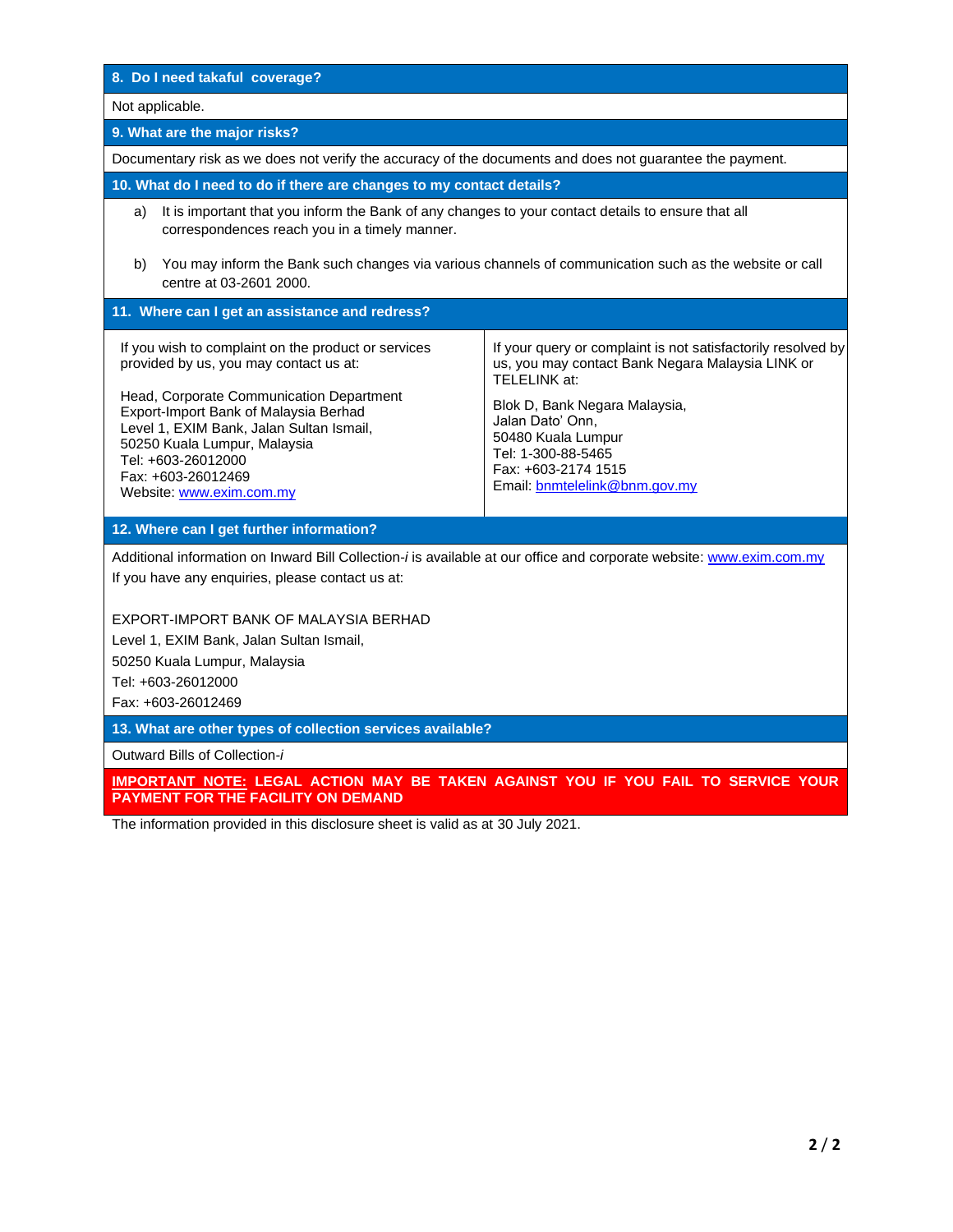### 8. Do I need takaful coverage?

Not applicable.

### 9. What are the major risks?

Documentary risk as we does not verify the accuracy of the documents and does not guarantee the payment.

### 10. What do I need to do if there are changes to my contact details?

a) It is important that you inform the Bank of any changes to your contact details to ensure that all correspondences reach you in a timely manner.

b) You may inform the Bank such changes via various channels of communication such as the website or call centre at 03-2601 2000.

### 11. Where can I get an assistance and redress?

If you wish to complaint on the product or services provided by us, you may contact us at:

Head, Corporate Communication Department
Export-Import Bank of Malaysia Berhad
Level 1, EXIM Bank, Jalan Sultan Ismail,
50250 Kuala Lumpur, Malaysia
Tel: +603-26012000
Fax: +603-26012469
Website: www.exim.com.my

If your query or complaint is not satisfactorily resolved by us, you may contact Bank Negara Malaysia LINK or TELELINK at:

Blok D, Bank Negara Malaysia,
Jalan Dato' Onn,
50480 Kuala Lumpur
Tel: 1-300-88-5465
Fax: +603-2174 1515
Email: bnmtelelink@bnm.gov.my

### 12. Where can I get further information?

Additional information on Inward Bill Collection-*i* is available at our office and corporate website: www.exim.com.my
If you have any enquiries, please contact us at:

EXPORT-IMPORT BANK OF MALAYSIA BERHAD
Level 1, EXIM Bank, Jalan Sultan Ismail,
50250 Kuala Lumpur, Malaysia
Tel: +603-26012000
Fax: +603-26012469

### 13. What are other types of collection services available?

Outward Bills of Collection-*i*

**IMPORTANT NOTE: LEGAL ACTION MAY BE TAKEN AGAINST YOU IF YOU FAIL TO SERVICE YOUR PAYMENT FOR THE FACILITY ON DEMAND**

The information provided in this disclosure sheet is valid as at 30 July 2021.